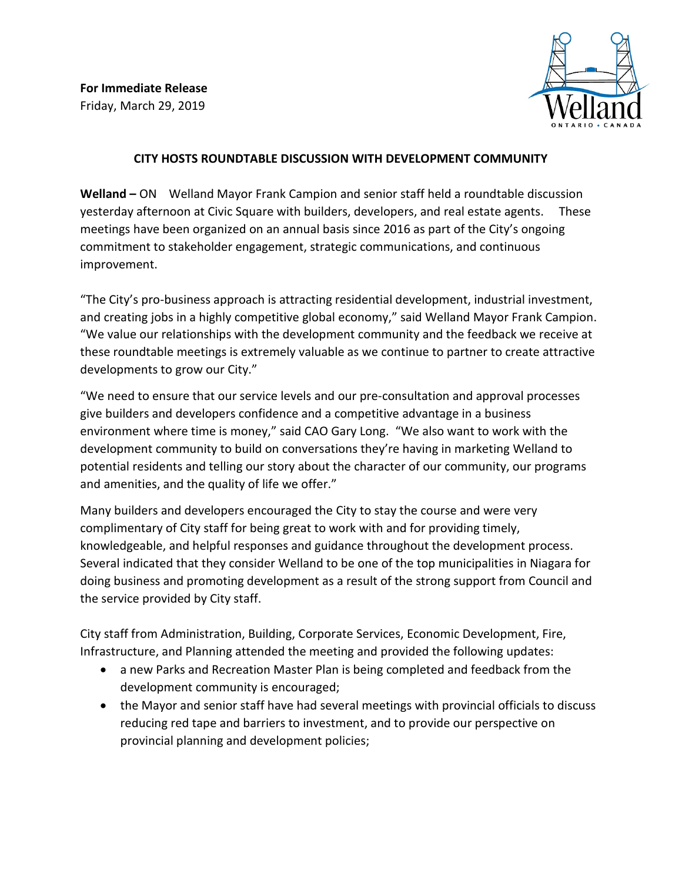**For Immediate Release**
Friday, March 29, 2019

## CITY HOSTS ROUNDTABLE DISCUSSION WITH DEVELOPMENT COMMUNITY

**Welland –** ON Welland Mayor Frank Campion and senior staff held a roundtable discussion yesterday afternoon at Civic Square with builders, developers, and real estate agents. These meetings have been organized on an annual basis since 2016 as part of the City's ongoing commitment to stakeholder engagement, strategic communications, and continuous improvement.

"The City's pro-business approach is attracting residential development, industrial investment, and creating jobs in a highly competitive global economy," said Welland Mayor Frank Campion. "We value our relationships with the development community and the feedback we receive at these roundtable meetings is extremely valuable as we continue to partner to create attractive developments to grow our City."

"We need to ensure that our service levels and our pre-consultation and approval processes give builders and developers confidence and a competitive advantage in a business environment where time is money," said CAO Gary Long. "We also want to work with the development community to build on conversations they're having in marketing Welland to potential residents and telling our story about the character of our community, our programs and amenities, and the quality of life we offer."

Many builders and developers encouraged the City to stay the course and were very complimentary of City staff for being great to work with and for providing timely, knowledgeable, and helpful responses and guidance throughout the development process. Several indicated that they consider Welland to be one of the top municipalities in Niagara for doing business and promoting development as a result of the strong support from Council and the service provided by City staff.

City staff from Administration, Building, Corporate Services, Economic Development, Fire, Infrastructure, and Planning attended the meeting and provided the following updates:

- a new Parks and Recreation Master Plan is being completed and feedback from the development community is encouraged;
- the Mayor and senior staff have had several meetings with provincial officials to discuss reducing red tape and barriers to investment, and to provide our perspective on provincial planning and development policies;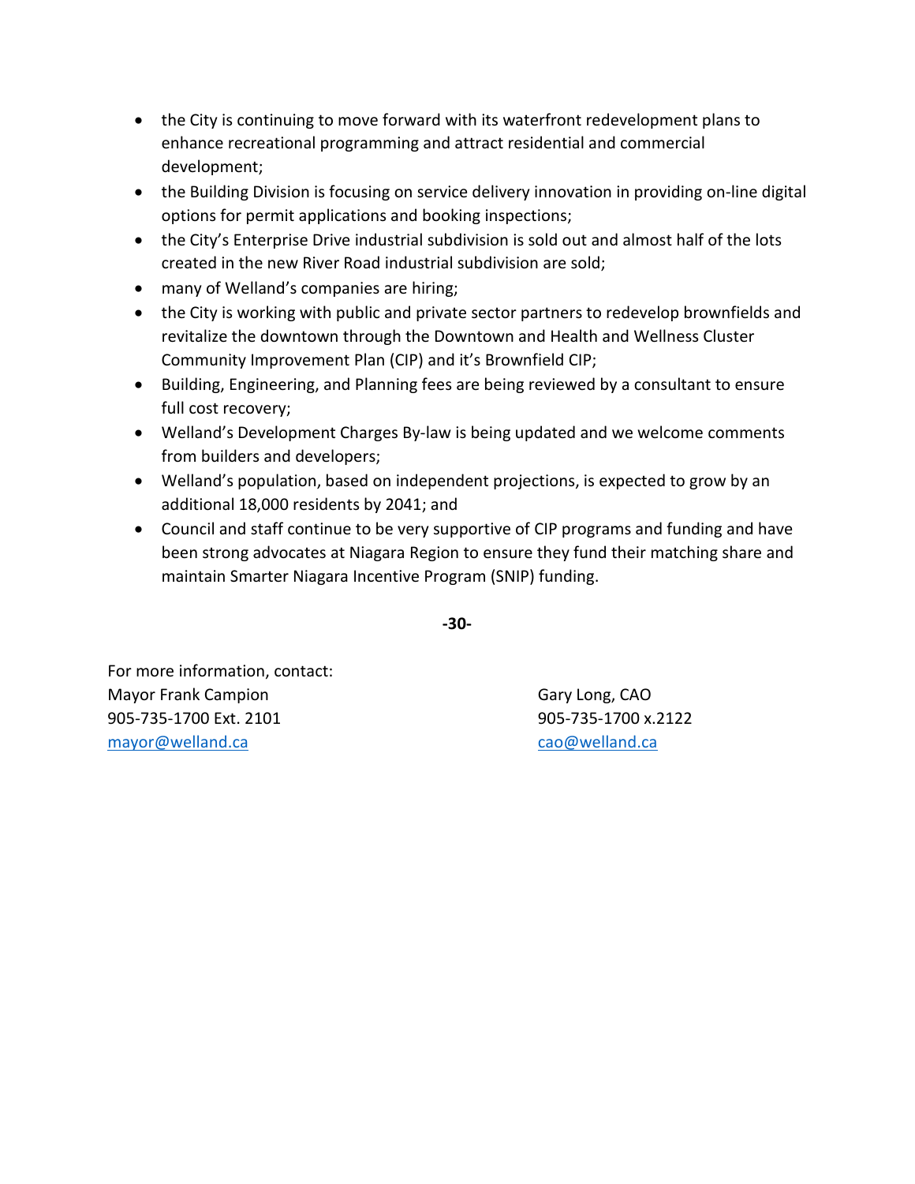- the City is continuing to move forward with its waterfront redevelopment plans to enhance recreational programming and attract residential and commercial development;
- the Building Division is focusing on service delivery innovation in providing on-line digital options for permit applications and booking inspections;
- the City's Enterprise Drive industrial subdivision is sold out and almost half of the lots created in the new River Road industrial subdivision are sold;
- many of Welland's companies are hiring;
- the City is working with public and private sector partners to redevelop brownfields and revitalize the downtown through the Downtown and Health and Wellness Cluster Community Improvement Plan (CIP) and it's Brownfield CIP;
- Building, Engineering, and Planning fees are being reviewed by a consultant to ensure full cost recovery;
- Welland's Development Charges By-law is being updated and we welcome comments from builders and developers;
- Welland's population, based on independent projections, is expected to grow by an additional 18,000 residents by 2041; and
- Council and staff continue to be very supportive of CIP programs and funding and have been strong advocates at Niagara Region to ensure they fund their matching share and maintain Smarter Niagara Incentive Program (SNIP) funding.

**-30-**

For more information, contact:

Mayor Frank Campion
905-735-1700 Ext. 2101
mayor@welland.ca

Gary Long, CAO
905-735-1700 x.2122
cao@welland.ca